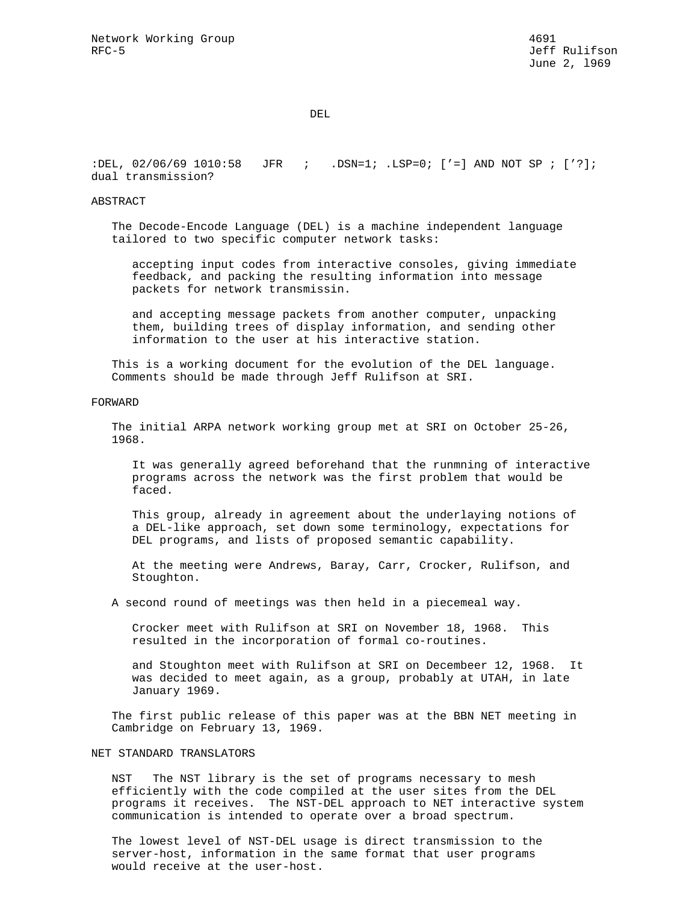Network Working Group 4691
RFC-5 Jeff Rulifson
June 2, l969

# DEL

:DEL, 02/06/69 1010:58 JFR ; .DSN=1; .LSP=0; ['=] AND NOT SP ; ['?]; dual transmission?

## ABSTRACT

The Decode-Encode Language (DEL) is a machine independent language tailored to two specific computer network tasks:

accepting input codes from interactive consoles, giving immediate feedback, and packing the resulting information into message packets for network transmissin.

and accepting message packets from another computer, unpacking them, building trees of display information, and sending other information to the user at his interactive station.

This is a working document for the evolution of the DEL language. Comments should be made through Jeff Rulifson at SRI.

## FORWARD

The initial ARPA network working group met at SRI on October 25-26, 1968.

It was generally agreed beforehand that the runmning of interactive programs across the network was the first problem that would be faced.

This group, already in agreement about the underlaying notions of a DEL-like approach, set down some terminology, expectations for DEL programs, and lists of proposed semantic capability.

At the meeting were Andrews, Baray, Carr, Crocker, Rulifson, and Stoughton.

A second round of meetings was then held in a piecemeal way.

Crocker meet with Rulifson at SRI on November 18, 1968. This resulted in the incorporation of formal co-routines.

and Stoughton meet with Rulifson at SRI on Decembeer 12, 1968. It was decided to meet again, as a group, probably at UTAH, in late January 1969.

The first public release of this paper was at the BBN NET meeting in Cambridge on February 13, 1969.

## NET STANDARD TRANSLATORS

NST The NST library is the set of programs necessary to mesh efficiently with the code compiled at the user sites from the DEL programs it receives. The NST-DEL approach to NET interactive system communication is intended to operate over a broad spectrum.

The lowest level of NST-DEL usage is direct transmission to the server-host, information in the same format that user programs would receive at the user-host.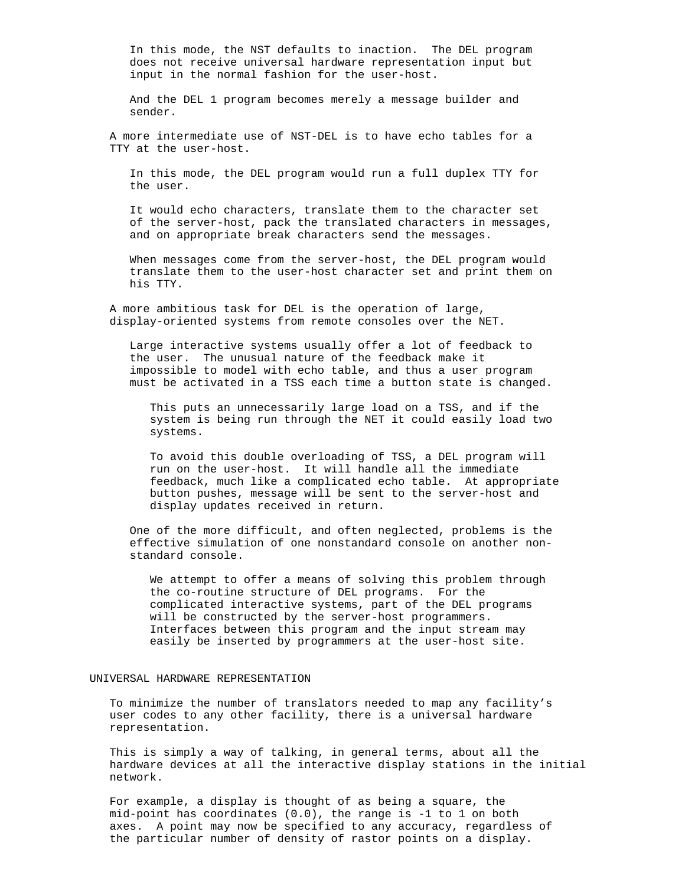In this mode, the NST defaults to inaction. The DEL program does not receive universal hardware representation input but input in the normal fashion for the user-host.

And the DEL 1 program becomes merely a message builder and sender.

A more intermediate use of NST-DEL is to have echo tables for a TTY at the user-host.

In this mode, the DEL program would run a full duplex TTY for the user.

It would echo characters, translate them to the character set of the server-host, pack the translated characters in messages, and on appropriate break characters send the messages.

When messages come from the server-host, the DEL program would translate them to the user-host character set and print them on his TTY.

A more ambitious task for DEL is the operation of large, display-oriented systems from remote consoles over the NET.

Large interactive systems usually offer a lot of feedback to the user. The unusual nature of the feedback make it impossible to model with echo table, and thus a user program must be activated in a TSS each time a button state is changed.

This puts an unnecessarily large load on a TSS, and if the system is being run through the NET it could easily load two systems.

To avoid this double overloading of TSS, a DEL program will run on the user-host. It will handle all the immediate feedback, much like a complicated echo table. At appropriate button pushes, message will be sent to the server-host and display updates received in return.

One of the more difficult, and often neglected, problems is the effective simulation of one nonstandard console on another non-standard console.

We attempt to offer a means of solving this problem through the co-routine structure of DEL programs. For the complicated interactive systems, part of the DEL programs will be constructed by the server-host programmers. Interfaces between this program and the input stream may easily be inserted by programmers at the user-host site.

## UNIVERSAL HARDWARE REPRESENTATION

To minimize the number of translators needed to map any facility's user codes to any other facility, there is a universal hardware representation.

This is simply a way of talking, in general terms, about all the hardware devices at all the interactive display stations in the initial network.

For example, a display is thought of as being a square, the mid-point has coordinates (0.0), the range is -1 to 1 on both axes. A point may now be specified to any accuracy, regardless of the particular number of density of rastor points on a display.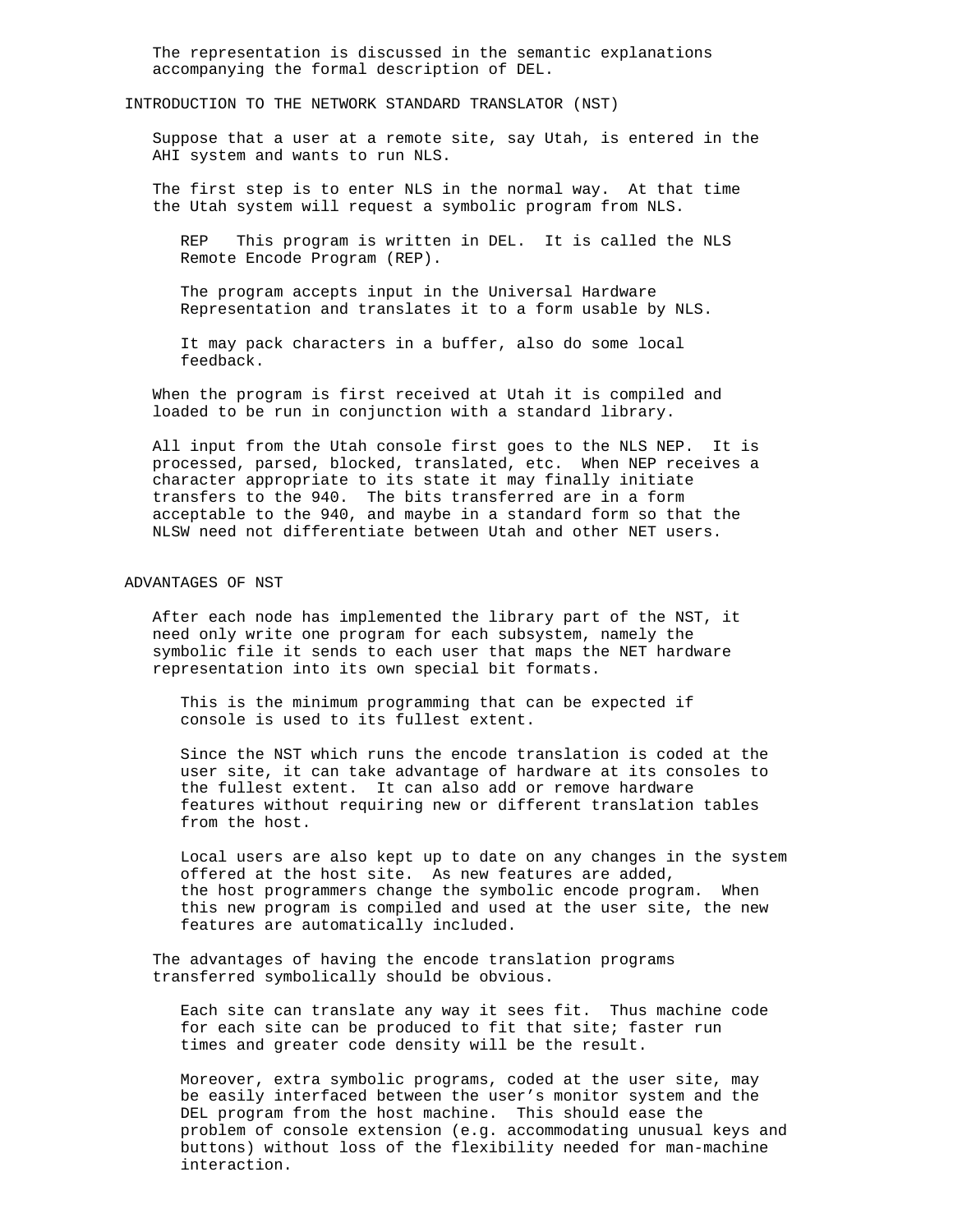The representation is discussed in the semantic explanations accompanying the formal description of DEL.

## INTRODUCTION TO THE NETWORK STANDARD TRANSLATOR (NST)

Suppose that a user at a remote site, say Utah, is entered in the AHI system and wants to run NLS.

The first step is to enter NLS in the normal way. At that time the Utah system will request a symbolic program from NLS.

REP This program is written in DEL. It is called the NLS Remote Encode Program (REP).

The program accepts input in the Universal Hardware Representation and translates it to a form usable by NLS.

It may pack characters in a buffer, also do some local feedback.

When the program is first received at Utah it is compiled and loaded to be run in conjunction with a standard library.

All input from the Utah console first goes to the NLS NEP. It is processed, parsed, blocked, translated, etc. When NEP receives a character appropriate to its state it may finally initiate transfers to the 940. The bits transferred are in a form acceptable to the 940, and maybe in a standard form so that the NLSW need not differentiate between Utah and other NET users.

## ADVANTAGES OF NST

After each node has implemented the library part of the NST, it need only write one program for each subsystem, namely the symbolic file it sends to each user that maps the NET hardware representation into its own special bit formats.

This is the minimum programming that can be expected if console is used to its fullest extent.

Since the NST which runs the encode translation is coded at the user site, it can take advantage of hardware at its consoles to the fullest extent. It can also add or remove hardware features without requiring new or different translation tables from the host.

Local users are also kept up to date on any changes in the system offered at the host site. As new features are added, the host programmers change the symbolic encode program. When this new program is compiled and used at the user site, the new features are automatically included.

The advantages of having the encode translation programs transferred symbolically should be obvious.

Each site can translate any way it sees fit. Thus machine code for each site can be produced to fit that site; faster run times and greater code density will be the result.

Moreover, extra symbolic programs, coded at the user site, may be easily interfaced between the user's monitor system and the DEL program from the host machine. This should ease the problem of console extension (e.g. accommodating unusual keys and buttons) without loss of the flexibility needed for man-machine interaction.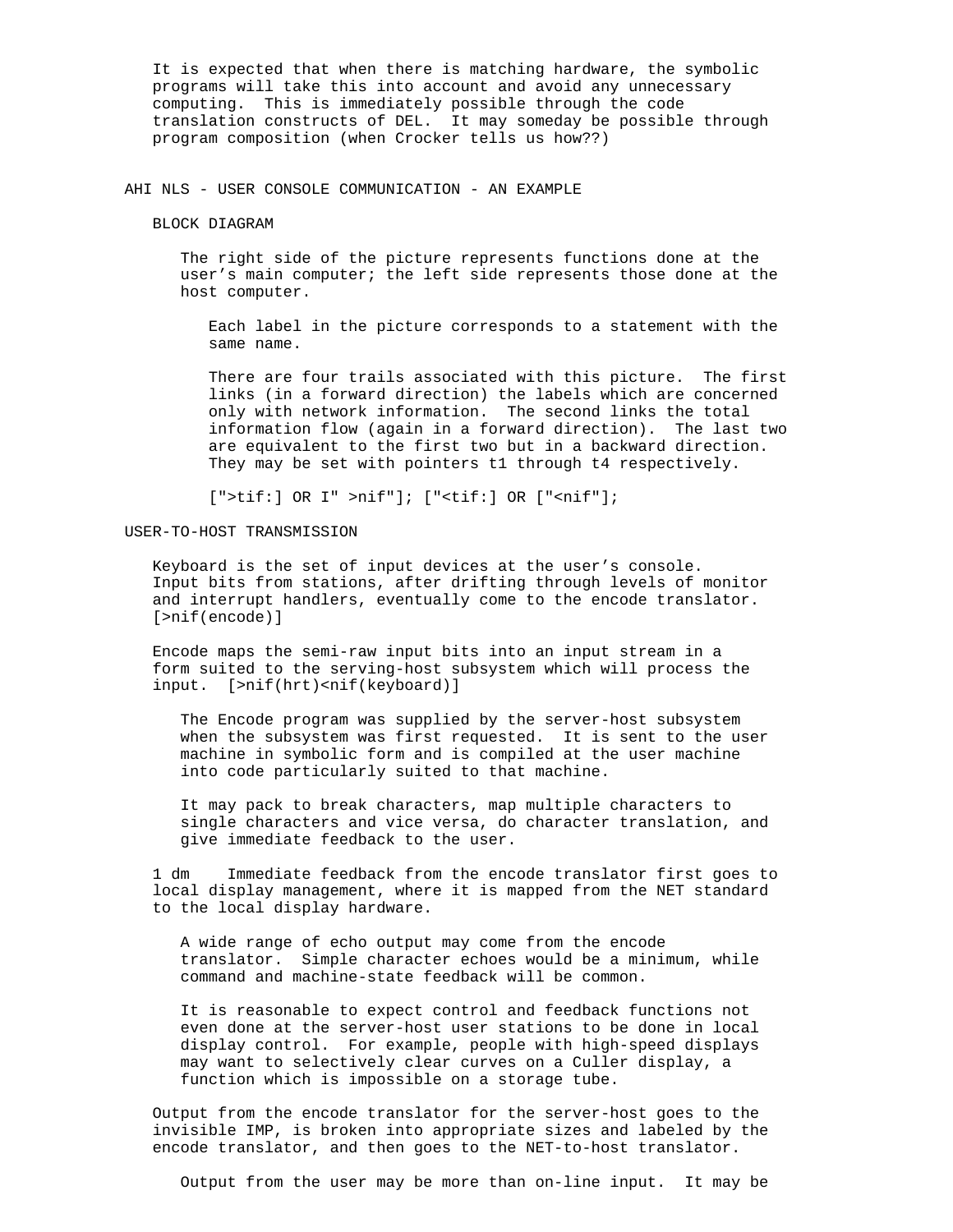It is expected that when there is matching hardware, the symbolic programs will take this into account and avoid any unnecessary computing. This is immediately possible through the code translation constructs of DEL. It may someday be possible through program composition (when Crocker tells us how??)

## AHI NLS - USER CONSOLE COMMUNICATION - AN EXAMPLE

### BLOCK DIAGRAM

The right side of the picture represents functions done at the user's main computer; the left side represents those done at the host computer.

Each label in the picture corresponds to a statement with the same name.

There are four trails associated with this picture. The first links (in a forward direction) the labels which are concerned only with network information. The second links the total information flow (again in a forward direction). The last two are equivalent to the first two but in a backward direction. They may be set with pointers t1 through t4 respectively.

["&gt;tif:] OR I" &gt;nif"]; ["&lt;tif:] OR ["&lt;nif"];

## USER-TO-HOST TRANSMISSION

Keyboard is the set of input devices at the user's console. Input bits from stations, after drifting through levels of monitor and interrupt handlers, eventually come to the encode translator. [&gt;nif(encode)]

Encode maps the semi-raw input bits into an input stream in a form suited to the serving-host subsystem which will process the input. [&gt;nif(hrt)&lt;nif(keyboard)]

The Encode program was supplied by the server-host subsystem when the subsystem was first requested. It is sent to the user machine in symbolic form and is compiled at the user machine into code particularly suited to that machine.

It may pack to break characters, map multiple characters to single characters and vice versa, do character translation, and give immediate feedback to the user.

1 dm    Immediate feedback from the encode translator first goes to local display management, where it is mapped from the NET standard to the local display hardware.

A wide range of echo output may come from the encode translator. Simple character echoes would be a minimum, while command and machine-state feedback will be common.

It is reasonable to expect control and feedback functions not even done at the server-host user stations to be done in local display control. For example, people with high-speed displays may want to selectively clear curves on a Culler display, a function which is impossible on a storage tube.

Output from the encode translator for the server-host goes to the invisible IMP, is broken into appropriate sizes and labeled by the encode translator, and then goes to the NET-to-host translator.

Output from the user may be more than on-line input. It may be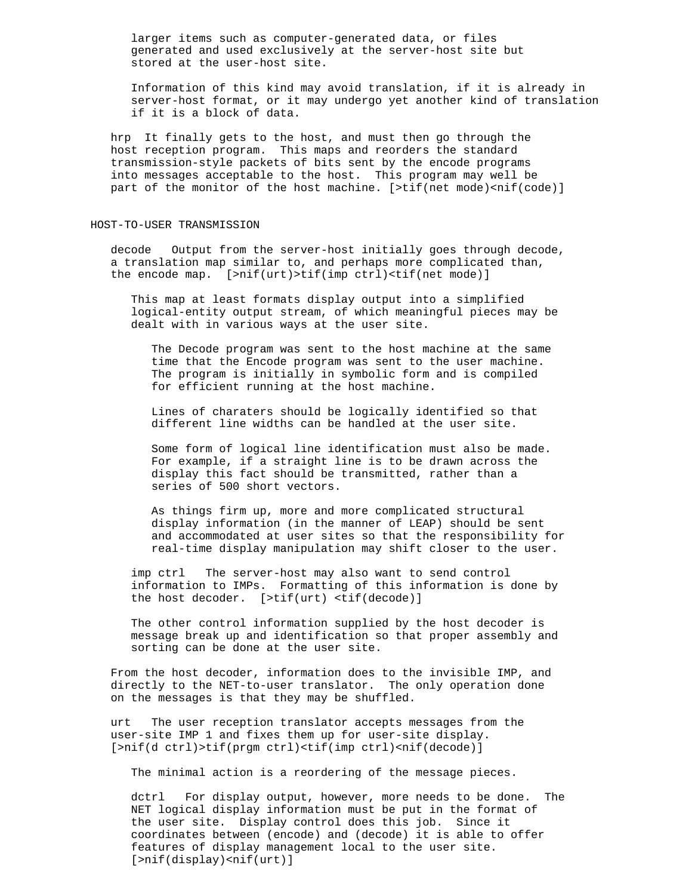larger items such as computer-generated data, or files generated and used exclusively at the server-host site but stored at the user-host site.

Information of this kind may avoid translation, if it is already in server-host format, or it may undergo yet another kind of translation if it is a block of data.

hrp It finally gets to the host, and must then go through the host reception program. This maps and reorders the standard transmission-style packets of bits sent by the encode programs into messages acceptable to the host. This program may well be part of the monitor of the host machine. [>tif(net mode)<nif(code)]

## HOST-TO-USER TRANSMISSION

decode Output from the server-host initially goes through decode, a translation map similar to, and perhaps more complicated than, the encode map. [>nif(urt)>tif(imp ctrl)<tif(net mode)]

This map at least formats display output into a simplified logical-entity output stream, of which meaningful pieces may be dealt with in various ways at the user site.

The Decode program was sent to the host machine at the same time that the Encode program was sent to the user machine. The program is initially in symbolic form and is compiled for efficient running at the host machine.

Lines of charaters should be logically identified so that different line widths can be handled at the user site.

Some form of logical line identification must also be made. For example, if a straight line is to be drawn across the display this fact should be transmitted, rather than a series of 500 short vectors.

As things firm up, more and more complicated structural display information (in the manner of LEAP) should be sent and accommodated at user sites so that the responsibility for real-time display manipulation may shift closer to the user.

imp ctrl The server-host may also want to send control information to IMPs. Formatting of this information is done by the host decoder. [>tif(urt) <tif(decode)]

The other control information supplied by the host decoder is message break up and identification so that proper assembly and sorting can be done at the user site.

From the host decoder, information does to the invisible IMP, and directly to the NET-to-user translator. The only operation done on the messages is that they may be shuffled.

urt The user reception translator accepts messages from the user-site IMP 1 and fixes them up for user-site display. [>nif(d ctrl)>tif(prgm ctrl)<tif(imp ctrl)<nif(decode)]

The minimal action is a reordering of the message pieces.

dctrl For display output, however, more needs to be done. The NET logical display information must be put in the format of the user site. Display control does this job. Since it coordinates between (encode) and (decode) it is able to offer features of display management local to the user site. [>nif(display)<nif(urt)]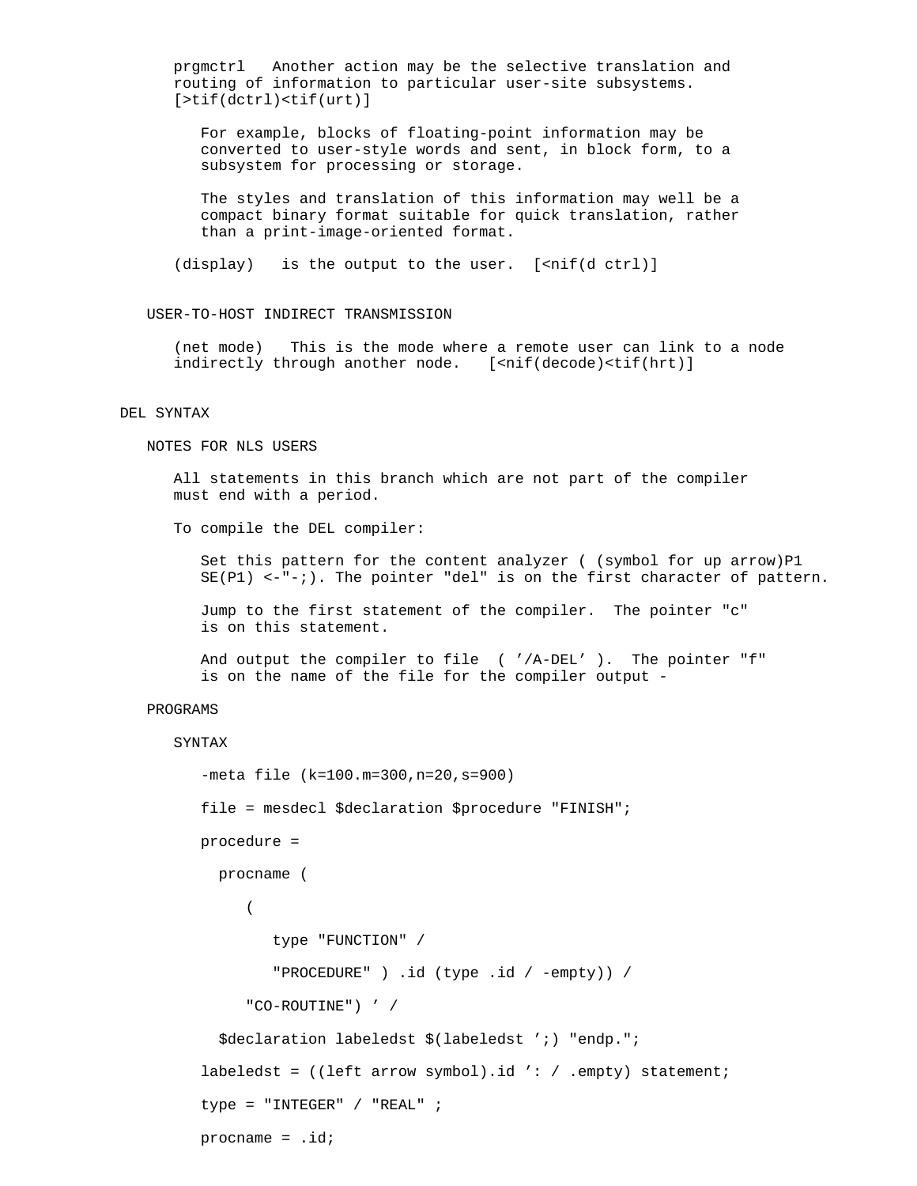prgmctrl   Another action may be the selective translation and routing of information to particular user-site subsystems. [>tif(dctrl)<tif(urt)]

For example, blocks of floating-point information may be converted to user-style words and sent, in block form, to a subsystem for processing or storage.

The styles and translation of this information may well be a compact binary format suitable for quick translation, rather than a print-image-oriented format.

(display)   is the output to the user.  [<nif(d ctrl)]

## USER-TO-HOST INDIRECT TRANSMISSION

(net mode)   This is the mode where a remote user can link to a node indirectly through another node.   [<nif(decode)<tif(hrt)]

# DEL SYNTAX

## NOTES FOR NLS USERS

All statements in this branch which are not part of the compiler must end with a period.

To compile the DEL compiler:

Set this pattern for the content analyzer ( (symbol for up arrow)P1 SE(P1) <-"-;). The pointer "del" is on the first character of pattern.

Jump to the first statement of the compiler.  The pointer "c" is on this statement.

And output the compiler to file  ( ’/A-DEL’ ).  The pointer "f" is on the name of the file for the compiler output -

## PROGRAMS

### SYNTAX

```
-meta file (k=100.m=300,n=20,s=900)

file = mesdecl $declaration $procedure "FINISH";

procedure =

  procname (

     (

        type "FUNCTION" /

        "PROCEDURE" ) .id (type .id / -empty)) /

     "CO-ROUTINE") ’ /

  $declaration labeledst $(labeledst ’;) "endp.";

labeledst = ((left arrow symbol).id ’: / .empty) statement;

type = "INTEGER" / "REAL" ;

procname = .id;
```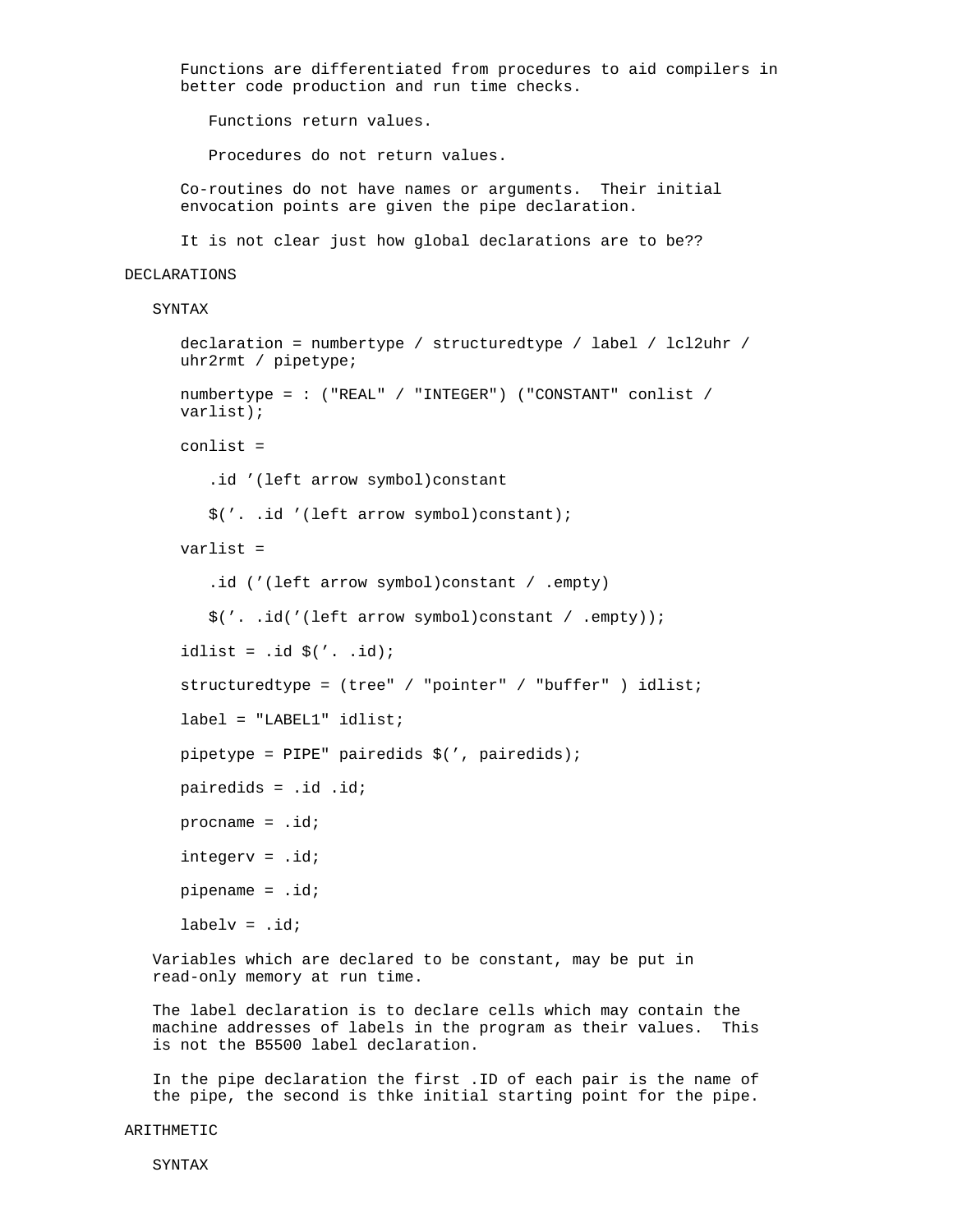Functions are differentiated from procedures to aid compilers in better code production and run time checks.

Functions return values.

Procedures do not return values.

Co-routines do not have names or arguments.  Their initial envocation points are given the pipe declaration.

It is not clear just how global declarations are to be??

## DECLARATIONS

### SYNTAX

```
declaration = numbertype / structuredtype / label / lcl2uhr /
uhr2rmt / pipetype;

numbertype = : ("REAL" / "INTEGER") ("CONSTANT" conlist /
varlist);

conlist =

   .id ’(left arrow symbol)constant

   $(’. .id ’(left arrow symbol)constant);

varlist =

   .id (’(left arrow symbol)constant / .empty)

   $(’. .id(’(left arrow symbol)constant / .empty));

idlist = .id $(’. .id);

structuredtype = (tree" / "pointer" / "buffer" ) idlist;

label = "LABEL1" idlist;

pipetype = PIPE" pairedids $(’, pairedids);

pairedids = .id .id;

procname = .id;

integerv = .id;

pipename = .id;

labelv = .id;
```

Variables which are declared to be constant, may be put in read-only memory at run time.

The label declaration is to declare cells which may contain the machine addresses of labels in the program as their values.  This is not the B5500 label declaration.

In the pipe declaration the first .ID of each pair is the name of the pipe, the second is thke initial starting point for the pipe.

## ARITHMETIC

### SYNTAX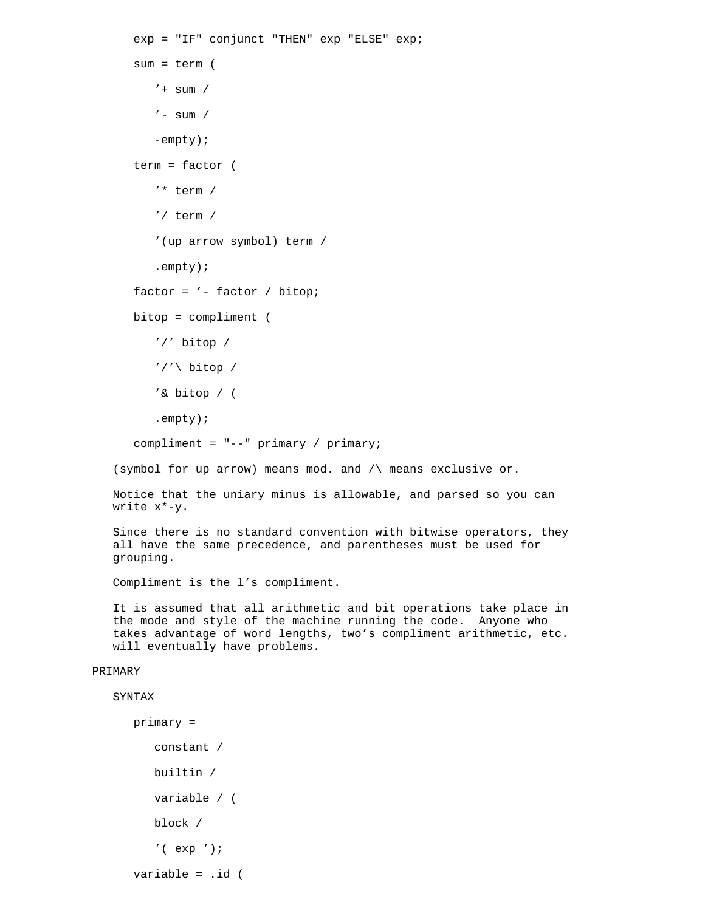```
exp = "IF" conjunct "THEN" exp "ELSE" exp;

sum = term (

   ’+ sum /

   ’- sum /

   -empty);

term = factor (

   ’* term /

   ’/ term /

   ’(up arrow symbol) term /

   .empty);

factor = ’- factor / bitop;

bitop = compliment (

   ’/’ bitop /

   ’/’\ bitop /

   ’& bitop / (

   .empty);

compliment = "--" primary / primary;
```

(symbol for up arrow) means mod. and /\ means exclusive or.

Notice that the uniary minus is allowable, and parsed so you can write x*-y.

Since there is no standard convention with bitwise operators, they all have the same precedence, and parentheses must be used for grouping.

Compliment is the l’s compliment.

It is assumed that all arithmetic and bit operations take place in the mode and style of the machine running the code. Anyone who takes advantage of word lengths, two’s compliment arithmetic, etc. will eventually have problems.

PRIMARY

SYNTAX

```
primary =

   constant /

   builtin /

   variable / (

   block /

   ’( exp ’);

variable = .id (
```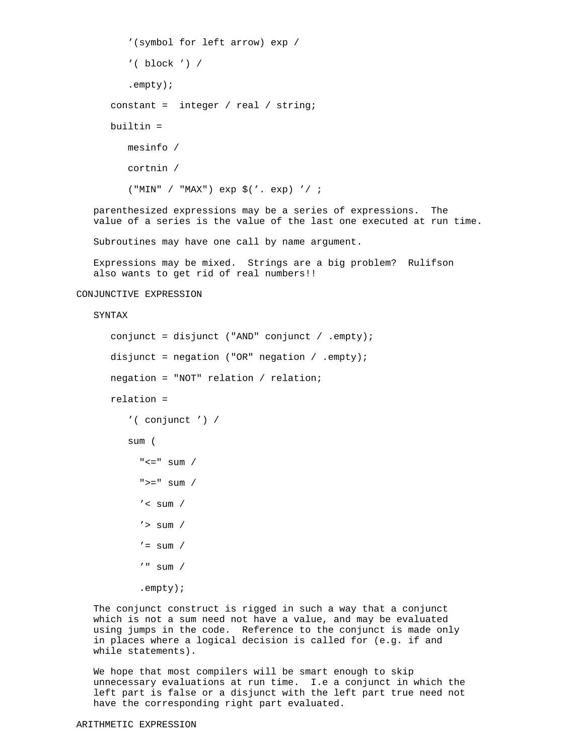```
      '(symbol for left arrow) exp /

      '( block ') /

      .empty);

   constant =  integer / real / string;

   builtin =

      mesinfo /

      cortnin /

      ("MIN" / "MAX") exp $('. exp) '/ ;
```

parenthesized expressions may be a series of expressions. The value of a series is the value of the last one executed at run time.

Subroutines may have one call by name argument.

Expressions may be mixed. Strings are a big problem? Rulifson also wants to get rid of real numbers!!

## CONJUNCTIVE EXPRESSION

SYNTAX

```
   conjunct = disjunct ("AND" conjunct / .empty);

   disjunct = negation ("OR" negation / .empty);

   negation = "NOT" relation / relation;

   relation =

      '( conjunct ') /

      sum (

        "<=" sum /

        ">=" sum /

        '< sum /

        '> sum /

        '= sum /

        '" sum /

        .empty);
```

The conjunct construct is rigged in such a way that a conjunct which is not a sum need not have a value, and may be evaluated using jumps in the code. Reference to the conjunct is made only in places where a logical decision is called for (e.g. if and while statements).

We hope that most compilers will be smart enough to skip unnecessary evaluations at run time. I.e a conjunct in which the left part is false or a disjunct with the left part true need not have the corresponding right part evaluated.

## ARITHMETIC EXPRESSION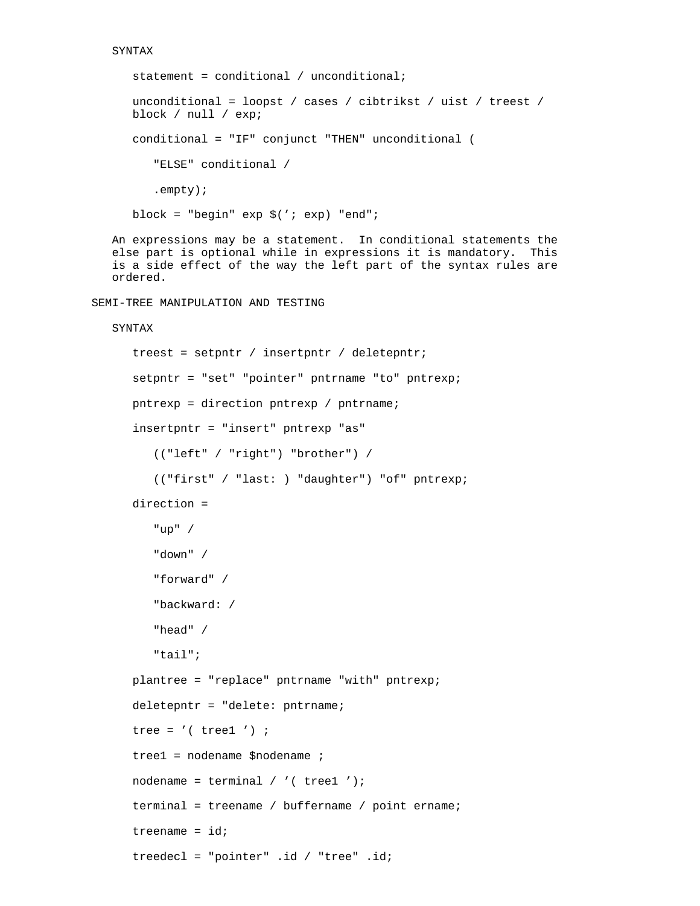SYNTAX

```
statement = conditional / unconditional;

unconditional = loopst / cases / cibtrikst / uist / treest /
block / null / exp;

conditional = "IF" conjunct "THEN" unconditional (

   "ELSE" conditional /

   .empty);

block = "begin" exp $(’; exp) "end";
```

An expressions may be a statement. In conditional statements the else part is optional while in expressions it is mandatory. This is a side effect of the way the left part of the syntax rules are ordered.

## SEMI-TREE MANIPULATION AND TESTING

SYNTAX

```
treest = setpntr / insertpntr / deletepntr;

setpntr = "set" "pointer" pntrname "to" pntrexp;

pntrexp = direction pntrexp / pntrname;

insertpntr = "insert" pntrexp "as"

   (("left" / "right") "brother") /

   (("first" / "last: ) "daughter") "of" pntrexp;

direction =

   "up" /

   "down" /

   "forward" /

   "backward: /

   "head" /

   "tail";

plantree = "replace" pntrname "with" pntrexp;

deletepntr = "delete: pntrname;

tree = ’( tree1 ’) ;

tree1 = nodename $nodename ;

nodename = terminal / ’( tree1 ’);

terminal = treename / buffername / point ername;

treename = id;

treedecl = "pointer" .id / "tree" .id;
```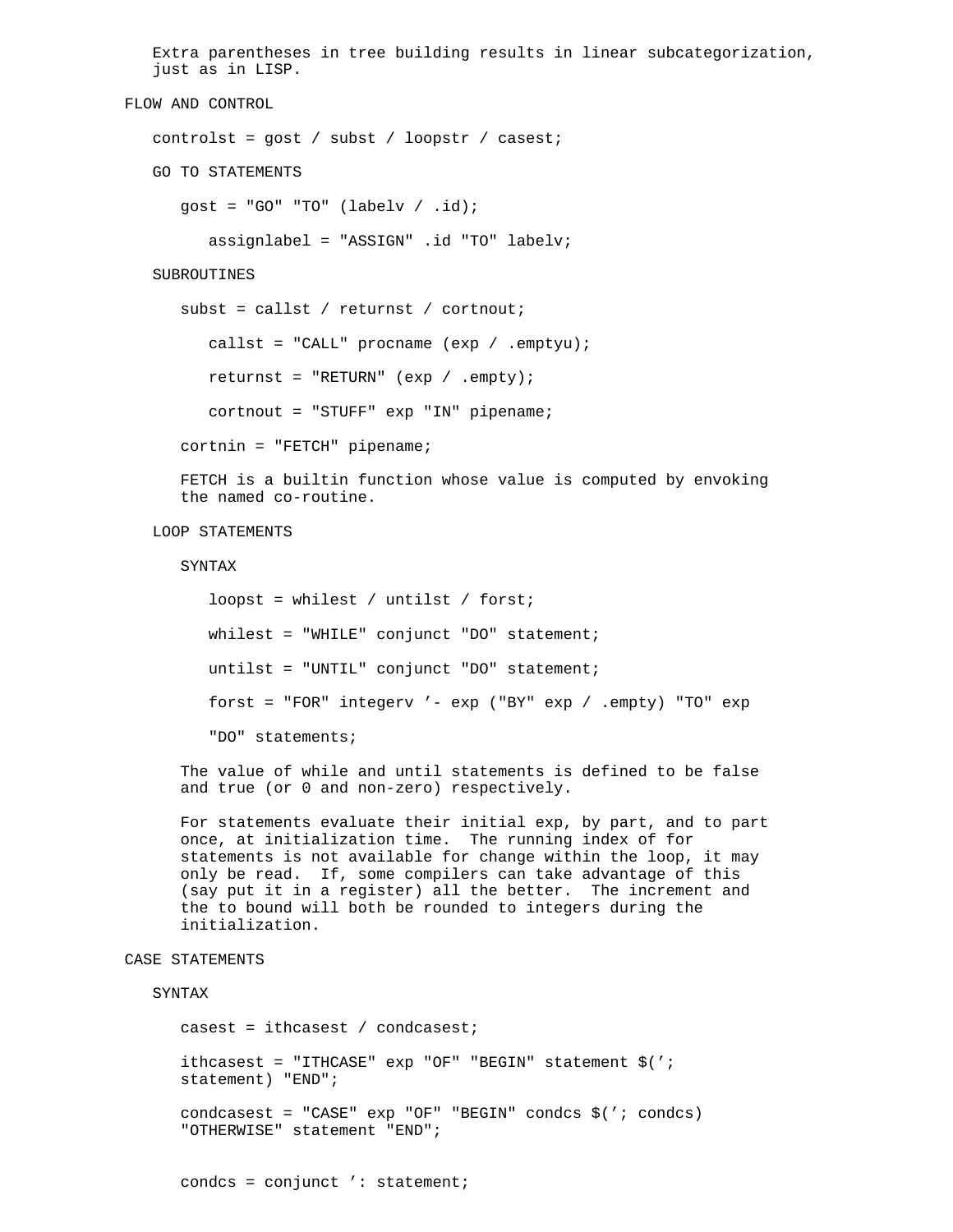Extra parentheses in tree building results in linear subcategorization, just as in LISP.

## FLOW AND CONTROL

```
controlst = gost / subst / loopstr / casest;
```

### GO TO STATEMENTS

```
gost = "GO" "TO" (labelv / .id);

   assignlabel = "ASSIGN" .id "TO" labelv;
```

### SUBROUTINES

```
subst = callst / returnst / cortnout;

   callst = "CALL" procname (exp / .emptyu);

   returnst = "RETURN" (exp / .empty);

   cortnout = "STUFF" exp "IN" pipename;

cortnin = "FETCH" pipename;
```

FETCH is a builtin function whose value is computed by envoking the named co-routine.

### LOOP STATEMENTS

#### SYNTAX

```
loopst = whilest / untilst / forst;

whilest = "WHILE" conjunct "DO" statement;

untilst = "UNTIL" conjunct "DO" statement;

forst = "FOR" integerv '- exp ("BY" exp / .empty) "TO" exp

"DO" statements;
```

The value of while and until statements is defined to be false and true (or 0 and non-zero) respectively.

For statements evaluate their initial exp, by part, and to part once, at initialization time. The running index of for statements is not available for change within the loop, it may only be read. If, some compilers can take advantage of this (say put it in a register) all the better. The increment and the to bound will both be rounded to integers during the initialization.

## CASE STATEMENTS

### SYNTAX

```
casest = ithcasest / condcasest;

ithcasest = "ITHCASE" exp "OF" "BEGIN" statement $('; 
statement) "END";

condcasest = "CASE" exp "OF" "BEGIN" condcs $('; condcs)
"OTHERWISE" statement "END";


condcs = conjunct ': statement;
```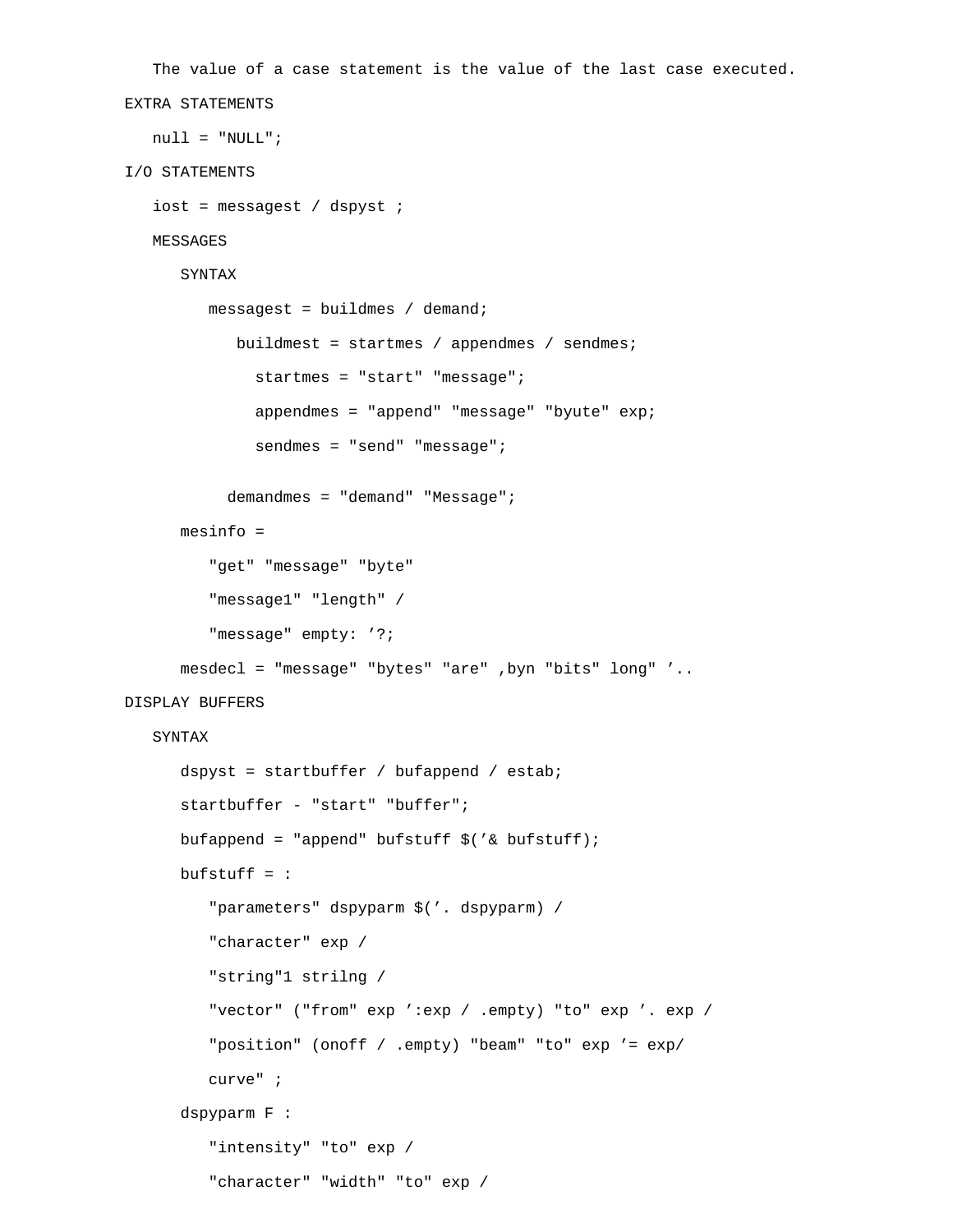The value of a case statement is the value of the last case executed.

EXTRA STATEMENTS

```
null = "NULL";
```

I/O STATEMENTS

```
iost = messagest / dspyst ;
```

MESSAGES

SYNTAX

```
messagest = buildmes / demand;
    buildmest = startmes / appendmes / sendmes;
      startmes = "start" "message";
      appendmes = "append" "message" "byute" exp;
      sendmes = "send" "message";

   demandmes = "demand" "Message";
```

```
mesinfo =
   "get" "message" "byte"
   "message1" "length" /
   "message" empty: ’?;
mesdecl = "message" "bytes" "are" ,byn "bits" long" ’..
```

DISPLAY BUFFERS

SYNTAX

```
dspyst = startbuffer / bufappend / estab;
startbuffer - "start" "buffer";
bufappend = "append" bufstuff $(’& bufstuff);
bufstuff = :
   "parameters" dspyparm $(’. dspyparm) /
   "character" exp /
   "string"1 strilng /
   "vector" ("from" exp ’:exp / .empty) "to" exp ’. exp /
   "position" (onoff / .empty) "beam" "to" exp ’= exp/
   curve" ;
dspyparm F :
   "intensity" "to" exp /
   "character" "width" "to" exp /
```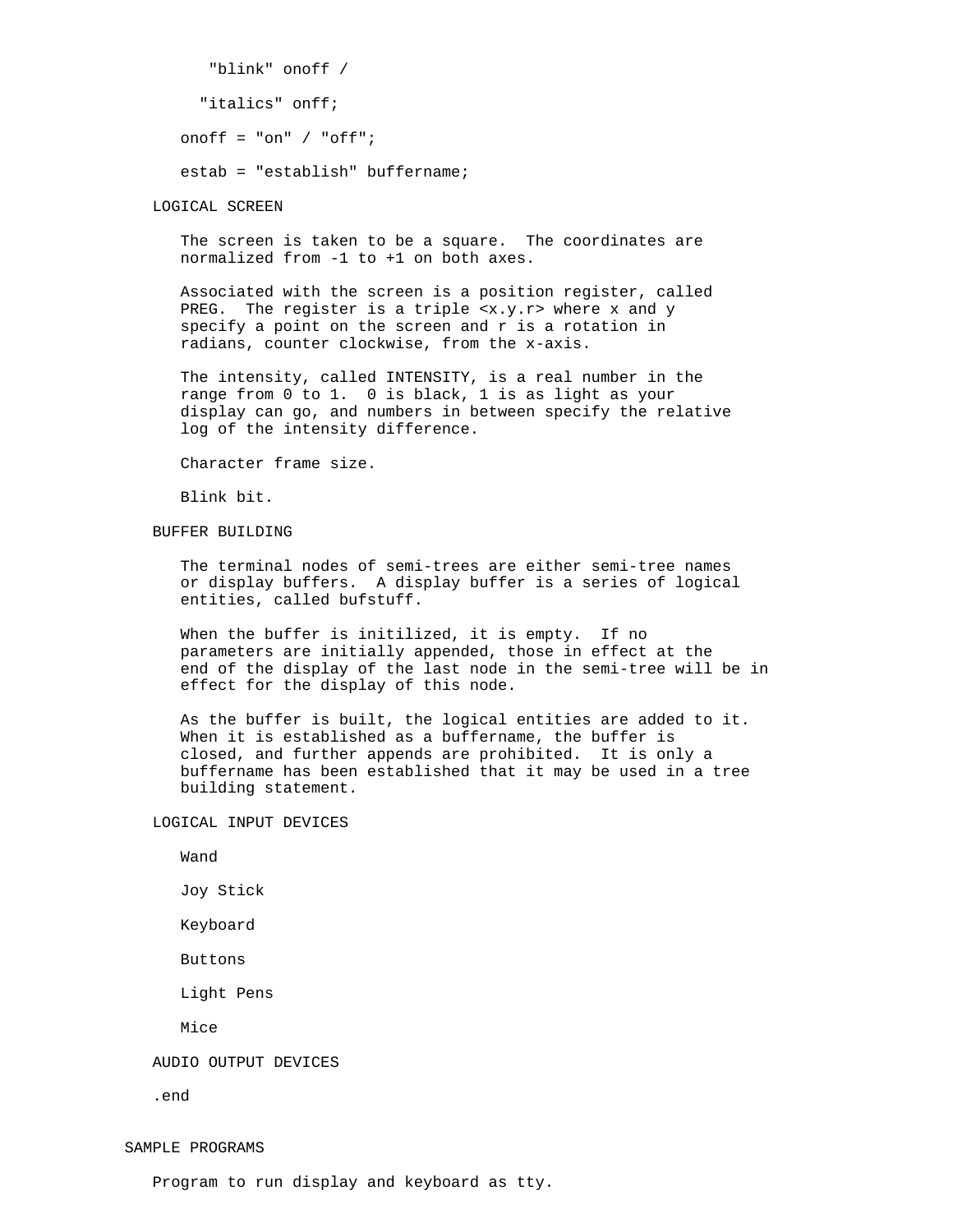```
"blink" onoff /

"italics" onff;

onoff = "on" / "off";

estab = "establish" buffername;
```

## LOGICAL SCREEN

The screen is taken to be a square. The coordinates are normalized from -1 to +1 on both axes.

Associated with the screen is a position register, called PREG. The register is a triple <x.y.r> where x and y specify a point on the screen and r is a rotation in radians, counter clockwise, from the x-axis.

The intensity, called INTENSITY, is a real number in the range from 0 to 1. 0 is black, 1 is as light as your display can go, and numbers in between specify the relative log of the intensity difference.

Character frame size.

Blink bit.

## BUFFER BUILDING

The terminal nodes of semi-trees are either semi-tree names or display buffers. A display buffer is a series of logical entities, called bufstuff.

When the buffer is initilized, it is empty. If no parameters are initially appended, those in effect at the end of the display of the last node in the semi-tree will be in effect for the display of this node.

As the buffer is built, the logical entities are added to it. When it is established as a buffername, the buffer is closed, and further appends are prohibited. It is only a buffername has been established that it may be used in a tree building statement.

## LOGICAL INPUT DEVICES

Wand

Joy Stick

Keyboard

Buttons

Light Pens

Mice

## AUDIO OUTPUT DEVICES

.end

# SAMPLE PROGRAMS

Program to run display and keyboard as tty.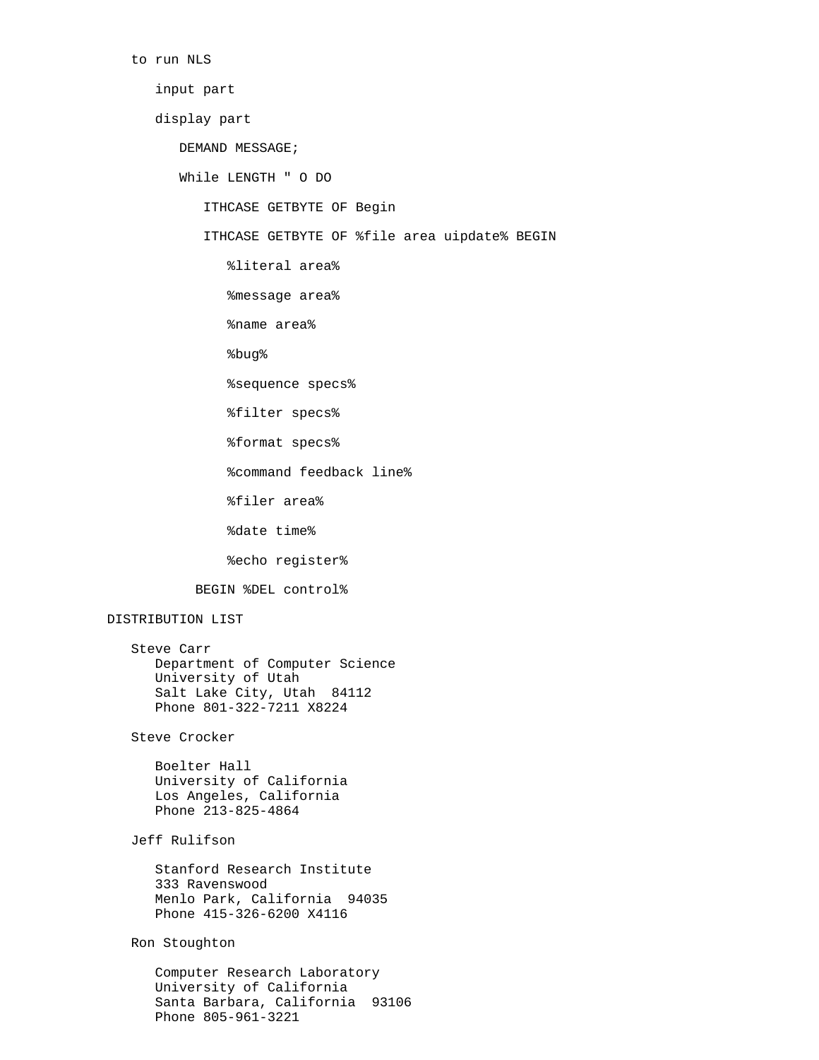to run NLS

input part

display part

DEMAND MESSAGE;

While LENGTH " O DO

ITHCASE GETBYTE OF Begin

ITHCASE GETBYTE OF %file area uipdate% BEGIN

%literal area%

%message area%

%name area%

%bug%

%sequence specs%

%filter specs%

%format specs%

%command feedback line%

%filer area%

%date time%

%echo register%

BEGIN %DEL control%

DISTRIBUTION LIST

Steve Carr
Department of Computer Science
University of Utah
Salt Lake City, Utah  84112
Phone 801-322-7211 X8224

Steve Crocker

Boelter Hall
University of California
Los Angeles, California
Phone 213-825-4864

Jeff Rulifson

Stanford Research Institute
333 Ravenswood
Menlo Park, California  94035
Phone 415-326-6200 X4116

Ron Stoughton

Computer Research Laboratory
University of California
Santa Barbara, California  93106
Phone 805-961-3221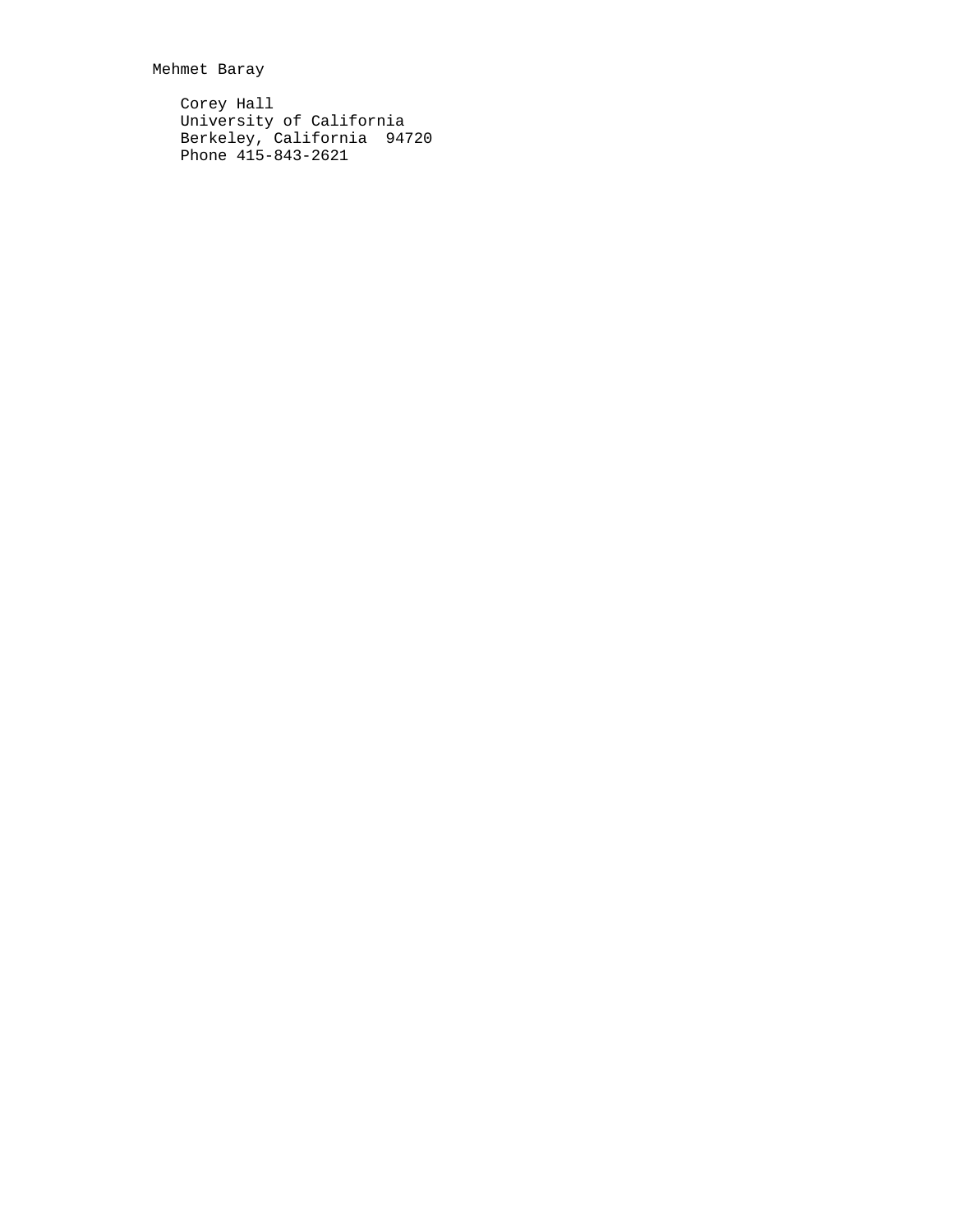Mehmet Baray

Corey Hall
University of California
Berkeley, California  94720
Phone 415-843-2621